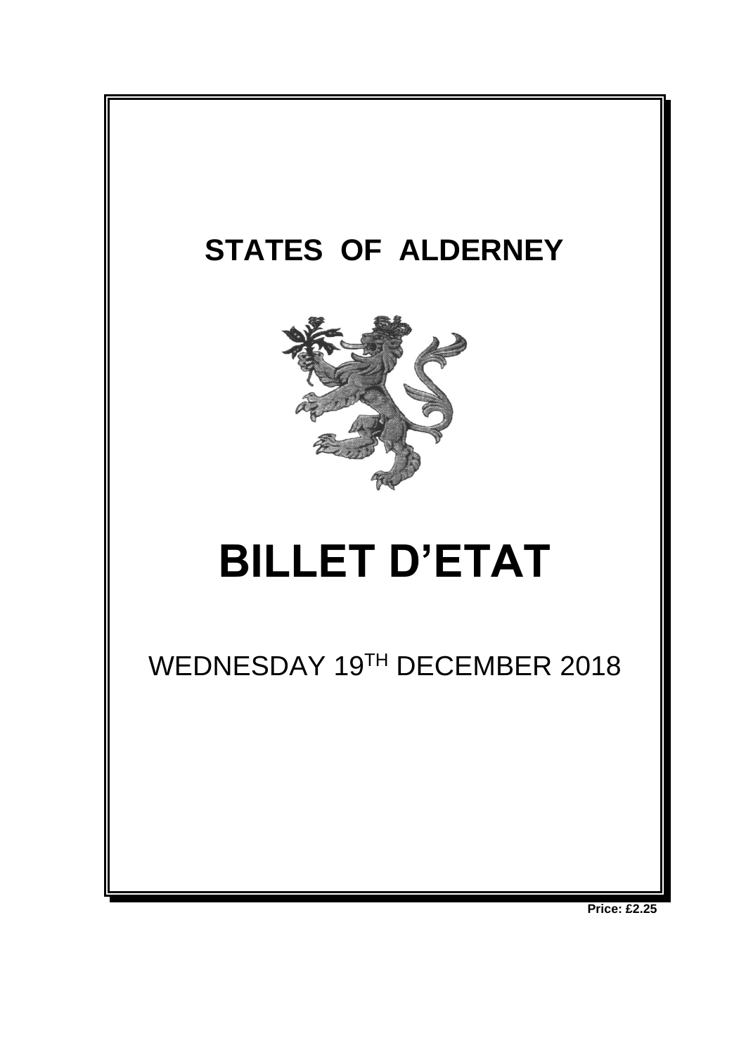# STATES OF ALDERNEY

# BILLET D'ETAT

WEDNESDAY 19TH DECEMBER 2018

**Price: £2.25**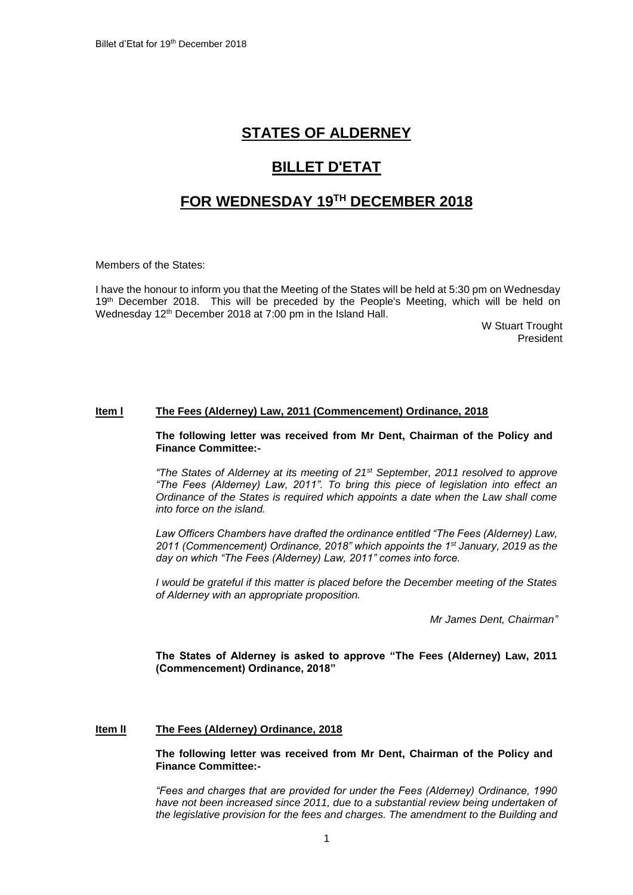# STATES OF ALDERNEY

# BILLET D'ETAT

# FOR WEDNESDAY 19TH DECEMBER 2018

Members of the States:

I have the honour to inform you that the Meeting of the States will be held at 5:30 pm on Wednesday 19th December 2018. This will be preceded by the People's Meeting, which will be held on Wednesday 12th December 2018 at 7:00 pm in the Island Hall.

W Stuart Trought
President

## Item I The Fees (Alderney) Law, 2011 (Commencement) Ordinance, 2018

**The following letter was received from Mr Dent, Chairman of the Policy and Finance Committee:-**

*"The States of Alderney at its meeting of 21st September, 2011 resolved to approve "The Fees (Alderney) Law, 2011". To bring this piece of legislation into effect an Ordinance of the States is required which appoints a date when the Law shall come into force on the island.*

*Law Officers Chambers have drafted the ordinance entitled "The Fees (Alderney) Law, 2011 (Commencement) Ordinance, 2018" which appoints the 1st January, 2019 as the day on which "The Fees (Alderney) Law, 2011" comes into force.*

*I would be grateful if this matter is placed before the December meeting of the States of Alderney with an appropriate proposition.*

*Mr James Dent, Chairman"*

**The States of Alderney is asked to approve "The Fees (Alderney) Law, 2011 (Commencement) Ordinance, 2018"**

## Item II The Fees (Alderney) Ordinance, 2018

**The following letter was received from Mr Dent, Chairman of the Policy and Finance Committee:-**

*"Fees and charges that are provided for under the Fees (Alderney) Ordinance, 1990 have not been increased since 2011, due to a substantial review being undertaken of the legislative provision for the fees and charges. The amendment to the Building and*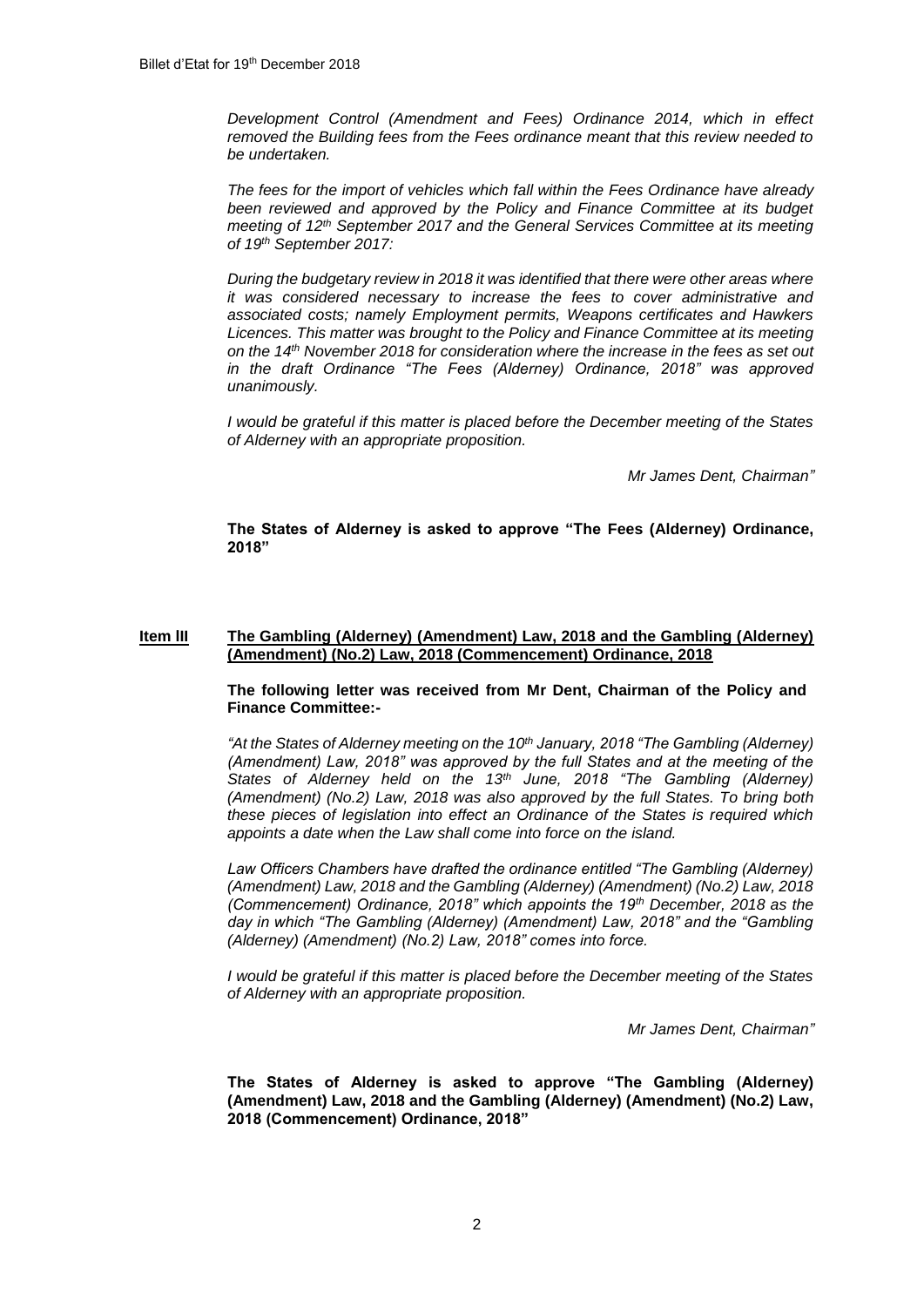*Development Control (Amendment and Fees) Ordinance 2014, which in effect removed the Building fees from the Fees ordinance meant that this review needed to be undertaken.*

*The fees for the import of vehicles which fall within the Fees Ordinance have already been reviewed and approved by the Policy and Finance Committee at its budget meeting of 12th September 2017 and the General Services Committee at its meeting of 19th September 2017:*

*During the budgetary review in 2018 it was identified that there were other areas where it was considered necessary to increase the fees to cover administrative and associated costs; namely Employment permits, Weapons certificates and Hawkers Licences. This matter was brought to the Policy and Finance Committee at its meeting on the 14th November 2018 for consideration where the increase in the fees as set out in the draft Ordinance "The Fees (Alderney) Ordinance, 2018" was approved unanimously.*

*I would be grateful if this matter is placed before the December meeting of the States of Alderney with an appropriate proposition.*

*Mr James Dent, Chairman"*

**The States of Alderney is asked to approve "The Fees (Alderney) Ordinance, 2018"**

## Item III The Gambling (Alderney) (Amendment) Law, 2018 and the Gambling (Alderney) (Amendment) (No.2) Law, 2018 (Commencement) Ordinance, 2018

**The following letter was received from Mr Dent, Chairman of the Policy and Finance Committee:-**

*"At the States of Alderney meeting on the 10th January, 2018 "The Gambling (Alderney) (Amendment) Law, 2018" was approved by the full States and at the meeting of the States of Alderney held on the 13th June, 2018 "The Gambling (Alderney) (Amendment) (No.2) Law, 2018 was also approved by the full States. To bring both these pieces of legislation into effect an Ordinance of the States is required which appoints a date when the Law shall come into force on the island.*

*Law Officers Chambers have drafted the ordinance entitled "The Gambling (Alderney) (Amendment) Law, 2018 and the Gambling (Alderney) (Amendment) (No.2) Law, 2018 (Commencement) Ordinance, 2018" which appoints the 19th December, 2018 as the day in which "The Gambling (Alderney) (Amendment) Law, 2018" and the "Gambling (Alderney) (Amendment) (No.2) Law, 2018" comes into force.*

*I would be grateful if this matter is placed before the December meeting of the States of Alderney with an appropriate proposition.*

*Mr James Dent, Chairman"*

**The States of Alderney is asked to approve "The Gambling (Alderney) (Amendment) Law, 2018 and the Gambling (Alderney) (Amendment) (No.2) Law, 2018 (Commencement) Ordinance, 2018"**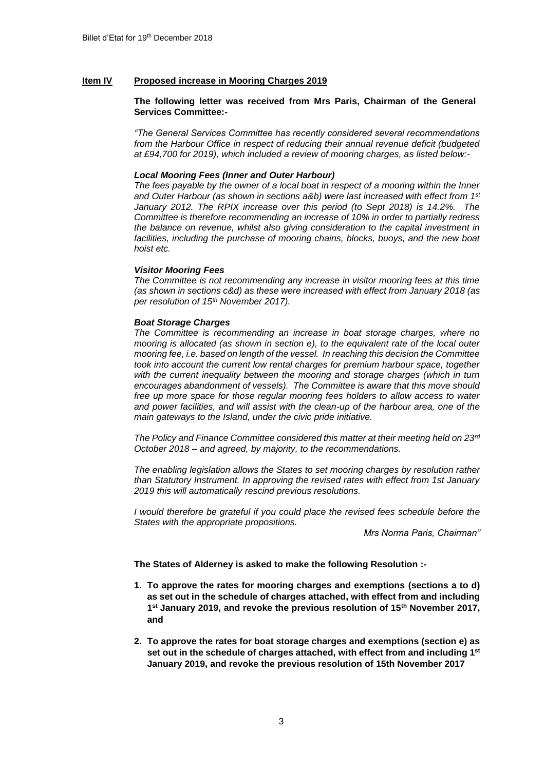**Item IV** **Proposed increase in Mooring Charges 2019**

**The following letter was received from Mrs Paris, Chairman of the General Services Committee:-**

*"The General Services Committee has recently considered several recommendations from the Harbour Office in respect of reducing their annual revenue deficit (budgeted at £94,700 for 2019), which included a review of mooring charges, as listed below:-*

***Local Mooring Fees (Inner and Outer Harbour)***

*The fees payable by the owner of a local boat in respect of a mooring within the Inner and Outer Harbour (as shown in sections a&b) were last increased with effect from 1st January 2012. The RPIX increase over this period (to Sept 2018) is 14.2%. The Committee is therefore recommending an increase of 10% in order to partially redress the balance on revenue, whilst also giving consideration to the capital investment in facilities, including the purchase of mooring chains, blocks, buoys, and the new boat hoist etc.*

***Visitor Mooring Fees***

*The Committee is not recommending any increase in visitor mooring fees at this time (as shown in sections c&d) as these were increased with effect from January 2018 (as per resolution of 15th November 2017).*

***Boat Storage Charges***

*The Committee is recommending an increase in boat storage charges, where no mooring is allocated (as shown in section e), to the equivalent rate of the local outer mooring fee, i.e. based on length of the vessel. In reaching this decision the Committee took into account the current low rental charges for premium harbour space, together with the current inequality between the mooring and storage charges (which in turn encourages abandonment of vessels). The Committee is aware that this move should free up more space for those regular mooring fees holders to allow access to water and power facilities, and will assist with the clean-up of the harbour area, one of the main gateways to the Island, under the civic pride initiative.*

*The Policy and Finance Committee considered this matter at their meeting held on 23rd October 2018 – and agreed, by majority, to the recommendations.*

*The enabling legislation allows the States to set mooring charges by resolution rather than Statutory Instrument. In approving the revised rates with effect from 1st January 2019 this will automatically rescind previous resolutions.*

*I would therefore be grateful if you could place the revised fees schedule before the States with the appropriate propositions.*

*Mrs Norma Paris, Chairman"*

**The States of Alderney is asked to make the following Resolution :-**

1. **To approve the rates for mooring charges and exemptions (sections a to d) as set out in the schedule of charges attached, with effect from and including 1st January 2019, and revoke the previous resolution of 15th November 2017, and**

2. **To approve the rates for boat storage charges and exemptions (section e) as set out in the schedule of charges attached, with effect from and including 1st January 2019, and revoke the previous resolution of 15th November 2017**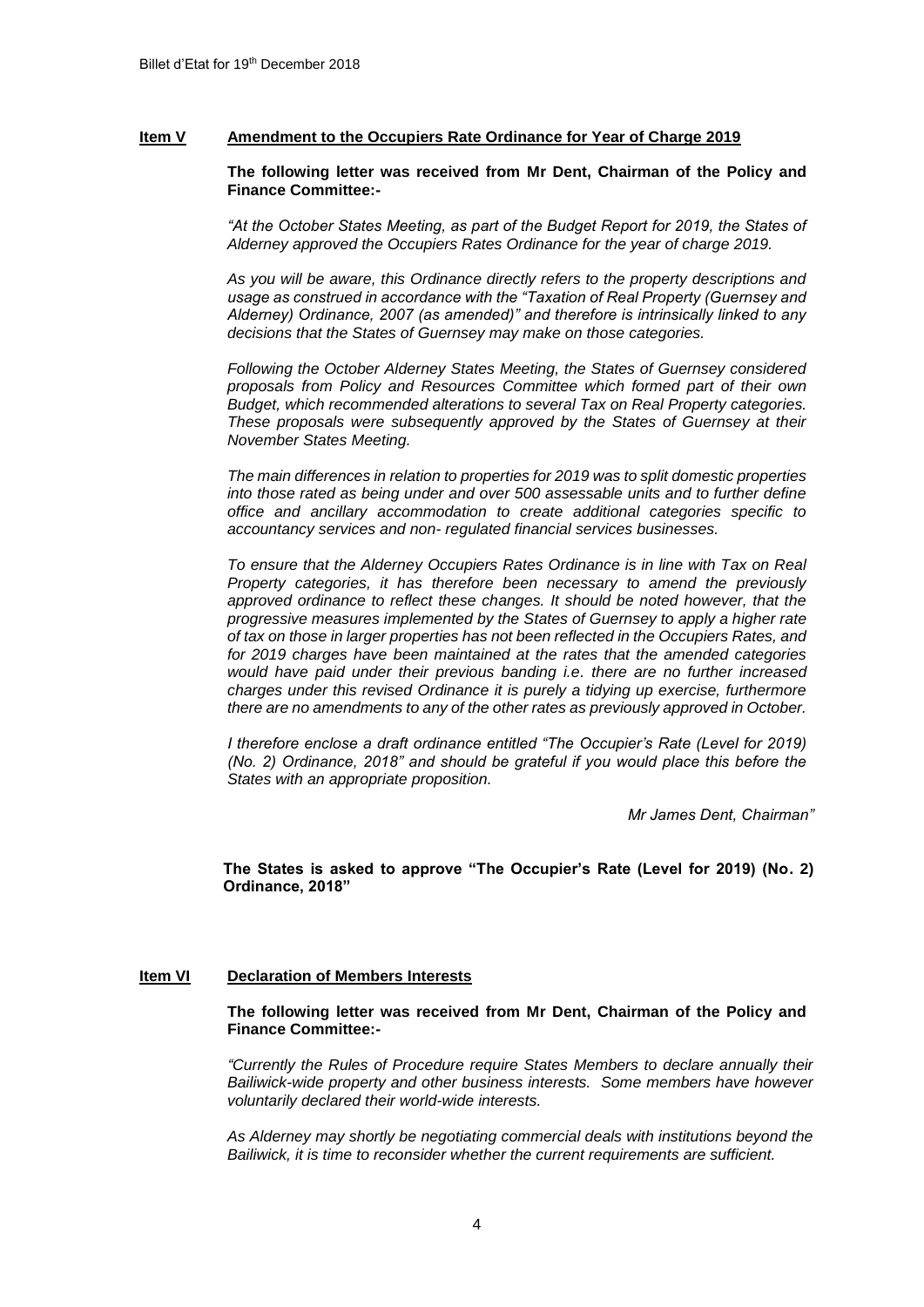## Item V Amendment to the Occupiers Rate Ordinance for Year of Charge 2019

**The following letter was received from Mr Dent, Chairman of the Policy and Finance Committee:-**

*"At the October States Meeting, as part of the Budget Report for 2019, the States of Alderney approved the Occupiers Rates Ordinance for the year of charge 2019.*

*As you will be aware, this Ordinance directly refers to the property descriptions and usage as construed in accordance with the "Taxation of Real Property (Guernsey and Alderney) Ordinance, 2007 (as amended)" and therefore is intrinsically linked to any decisions that the States of Guernsey may make on those categories.*

*Following the October Alderney States Meeting, the States of Guernsey considered proposals from Policy and Resources Committee which formed part of their own Budget, which recommended alterations to several Tax on Real Property categories. These proposals were subsequently approved by the States of Guernsey at their November States Meeting.*

*The main differences in relation to properties for 2019 was to split domestic properties into those rated as being under and over 500 assessable units and to further define office and ancillary accommodation to create additional categories specific to accountancy services and non- regulated financial services businesses.*

*To ensure that the Alderney Occupiers Rates Ordinance is in line with Tax on Real Property categories, it has therefore been necessary to amend the previously approved ordinance to reflect these changes. It should be noted however, that the progressive measures implemented by the States of Guernsey to apply a higher rate of tax on those in larger properties has not been reflected in the Occupiers Rates, and for 2019 charges have been maintained at the rates that the amended categories would have paid under their previous banding i.e. there are no further increased charges under this revised Ordinance it is purely a tidying up exercise, furthermore there are no amendments to any of the other rates as previously approved in October.*

*I therefore enclose a draft ordinance entitled "The Occupier's Rate (Level for 2019) (No. 2) Ordinance, 2018" and should be grateful if you would place this before the States with an appropriate proposition.*

*Mr James Dent, Chairman"*

**The States is asked to approve "The Occupier's Rate (Level for 2019) (No. 2) Ordinance, 2018"**

## Item VI Declaration of Members Interests

**The following letter was received from Mr Dent, Chairman of the Policy and Finance Committee:-**

*"Currently the Rules of Procedure require States Members to declare annually their Bailiwick-wide property and other business interests. Some members have however voluntarily declared their world-wide interests.*

*As Alderney may shortly be negotiating commercial deals with institutions beyond the Bailiwick, it is time to reconsider whether the current requirements are sufficient.*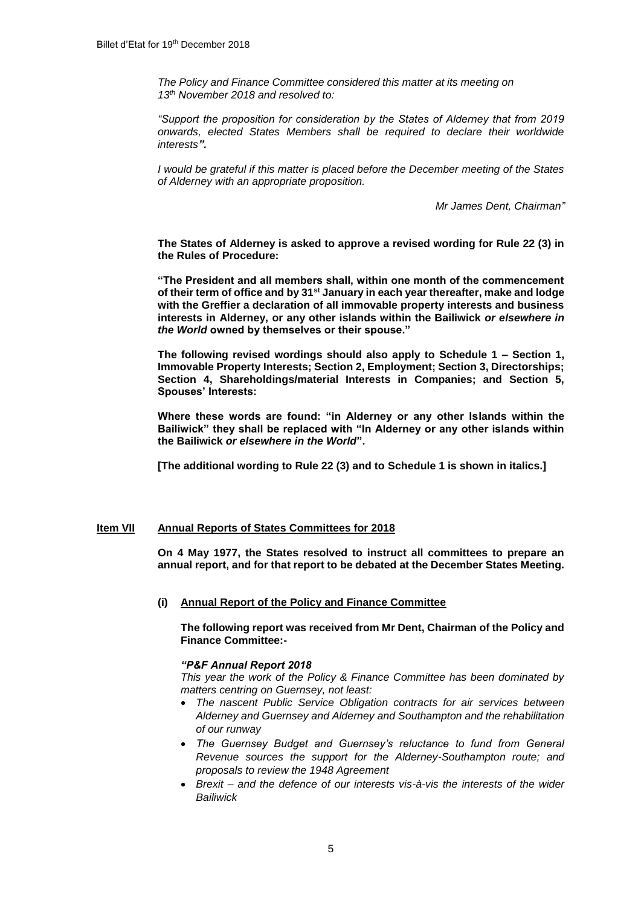*The Policy and Finance Committee considered this matter at its meeting on 13th November 2018 and resolved to:*

*"Support the proposition for consideration by the States of Alderney that from 2019 onwards, elected States Members shall be required to declare their worldwide interests".*

*I would be grateful if this matter is placed before the December meeting of the States of Alderney with an appropriate proposition.*

*Mr James Dent, Chairman"*

**The States of Alderney is asked to approve a revised wording for Rule 22 (3) in the Rules of Procedure:**

**"The President and all members shall, within one month of the commencement of their term of office and by 31st January in each year thereafter, make and lodge with the Greffier a declaration of all immovable property interests and business interests in Alderney, or any other islands within the Bailiwick *or elsewhere in the World* owned by themselves or their spouse."**

**The following revised wordings should also apply to Schedule 1 – Section 1, Immovable Property Interests; Section 2, Employment; Section 3, Directorships; Section 4, Shareholdings/material Interests in Companies; and Section 5, Spouses' Interests:**

**Where these words are found: "in Alderney or any other Islands within the Bailiwick" they shall be replaced with "In Alderney or any other islands within the Bailiwick *or elsewhere in the World*".**

**[The additional wording to Rule 22 (3) and to Schedule 1 is shown in italics.]**

## Item VII Annual Reports of States Committees for 2018

**On 4 May 1977, the States resolved to instruct all committees to prepare an annual report, and for that report to be debated at the December States Meeting.**

### (i) Annual Report of the Policy and Finance Committee

**The following report was received from Mr Dent, Chairman of the Policy and Finance Committee:-**

***"P&F Annual Report 2018***

*This year the work of the Policy & Finance Committee has been dominated by matters centring on Guernsey, not least:*

- *The nascent Public Service Obligation contracts for air services between Alderney and Guernsey and Alderney and Southampton and the rehabilitation of our runway*
- *The Guernsey Budget and Guernsey's reluctance to fund from General Revenue sources the support for the Alderney-Southampton route; and proposals to review the 1948 Agreement*
- *Brexit – and the defence of our interests vis-à-vis the interests of the wider Bailiwick*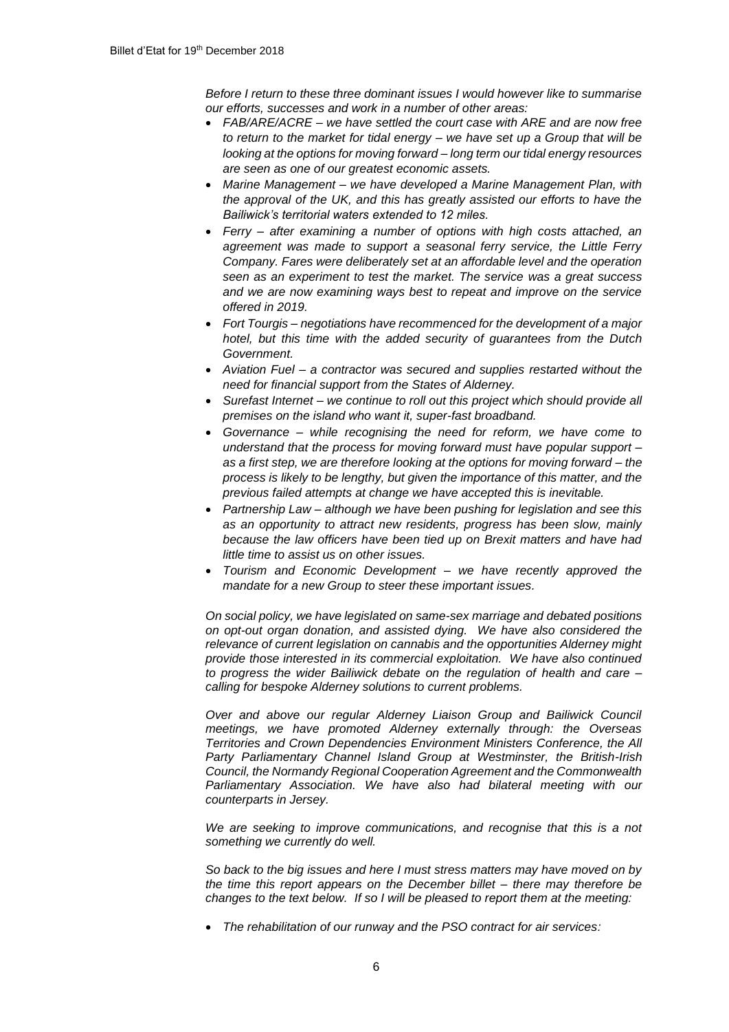*Before I return to these three dominant issues I would however like to summarise our efforts, successes and work in a number of other areas:*

- *FAB/ARE/ACRE – we have settled the court case with ARE and are now free to return to the market for tidal energy – we have set up a Group that will be looking at the options for moving forward – long term our tidal energy resources are seen as one of our greatest economic assets.*
- *Marine Management – we have developed a Marine Management Plan, with the approval of the UK, and this has greatly assisted our efforts to have the Bailiwick's territorial waters extended to 12 miles.*
- *Ferry – after examining a number of options with high costs attached, an agreement was made to support a seasonal ferry service, the Little Ferry Company. Fares were deliberately set at an affordable level and the operation seen as an experiment to test the market. The service was a great success and we are now examining ways best to repeat and improve on the service offered in 2019.*
- *Fort Tourgis – negotiations have recommenced for the development of a major hotel, but this time with the added security of guarantees from the Dutch Government.*
- *Aviation Fuel – a contractor was secured and supplies restarted without the need for financial support from the States of Alderney.*
- *Surefast Internet – we continue to roll out this project which should provide all premises on the island who want it, super-fast broadband.*
- *Governance – while recognising the need for reform, we have come to understand that the process for moving forward must have popular support – as a first step, we are therefore looking at the options for moving forward – the process is likely to be lengthy, but given the importance of this matter, and the previous failed attempts at change we have accepted this is inevitable.*
- *Partnership Law – although we have been pushing for legislation and see this as an opportunity to attract new residents, progress has been slow, mainly because the law officers have been tied up on Brexit matters and have had little time to assist us on other issues.*
- *Tourism and Economic Development – we have recently approved the mandate for a new Group to steer these important issues.*

*On social policy, we have legislated on same-sex marriage and debated positions on opt-out organ donation, and assisted dying. We have also considered the relevance of current legislation on cannabis and the opportunities Alderney might provide those interested in its commercial exploitation. We have also continued to progress the wider Bailiwick debate on the regulation of health and care – calling for bespoke Alderney solutions to current problems.*

*Over and above our regular Alderney Liaison Group and Bailiwick Council meetings, we have promoted Alderney externally through: the Overseas Territories and Crown Dependencies Environment Ministers Conference, the All Party Parliamentary Channel Island Group at Westminster, the British-Irish Council, the Normandy Regional Cooperation Agreement and the Commonwealth Parliamentary Association. We have also had bilateral meeting with our counterparts in Jersey.*

*We are seeking to improve communications, and recognise that this is a not something we currently do well.*

*So back to the big issues and here I must stress matters may have moved on by the time this report appears on the December billet – there may therefore be changes to the text below. If so I will be pleased to report them at the meeting:*

- *The rehabilitation of our runway and the PSO contract for air services:*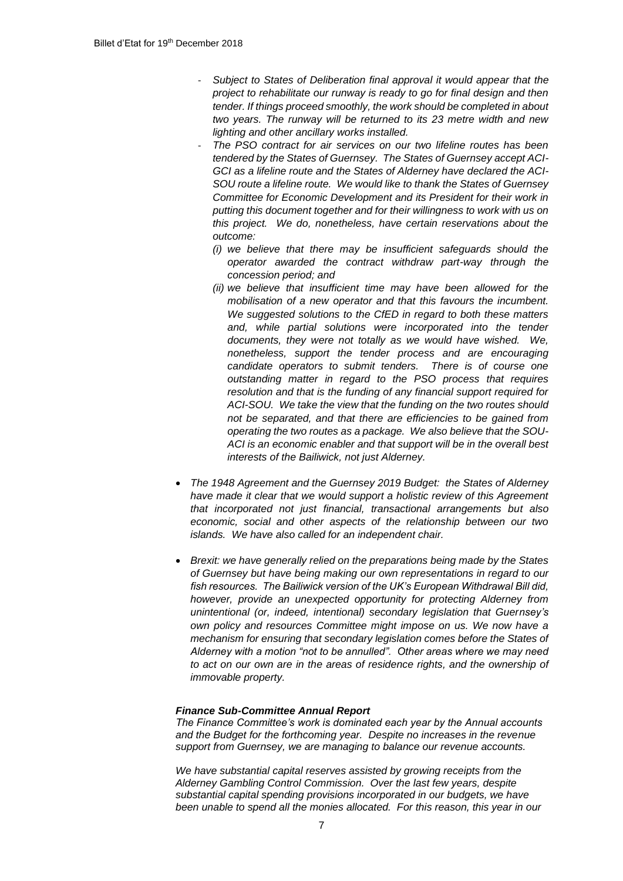- *Subject to States of Deliberation final approval it would appear that the project to rehabilitate our runway is ready to go for final design and then tender. If things proceed smoothly, the work should be completed in about two years. The runway will be returned to its 23 metre width and new lighting and other ancillary works installed.*
- *The PSO contract for air services on our two lifeline routes has been tendered by the States of Guernsey. The States of Guernsey accept ACI-GCI as a lifeline route and the States of Alderney have declared the ACI-SOU route a lifeline route. We would like to thank the States of Guernsey Committee for Economic Development and its President for their work in putting this document together and for their willingness to work with us on this project. We do, nonetheless, have certain reservations about the outcome:*
  - *(i) we believe that there may be insufficient safeguards should the operator awarded the contract withdraw part-way through the concession period; and*
  - *(ii) we believe that insufficient time may have been allowed for the mobilisation of a new operator and that this favours the incumbent. We suggested solutions to the CfED in regard to both these matters and, while partial solutions were incorporated into the tender documents, they were not totally as we would have wished. We, nonetheless, support the tender process and are encouraging candidate operators to submit tenders. There is of course one outstanding matter in regard to the PSO process that requires resolution and that is the funding of any financial support required for ACI-SOU. We take the view that the funding on the two routes should not be separated, and that there are efficiencies to be gained from operating the two routes as a package. We also believe that the SOU-ACI is an economic enabler and that support will be in the overall best interests of the Bailiwick, not just Alderney.*

- *The 1948 Agreement and the Guernsey 2019 Budget: the States of Alderney have made it clear that we would support a holistic review of this Agreement that incorporated not just financial, transactional arrangements but also economic, social and other aspects of the relationship between our two islands. We have also called for an independent chair.*

- *Brexit: we have generally relied on the preparations being made by the States of Guernsey but have being making our own representations in regard to our fish resources. The Bailiwick version of the UK's European Withdrawal Bill did, however, provide an unexpected opportunity for protecting Alderney from unintentional (or, indeed, intentional) secondary legislation that Guernsey's own policy and resources Committee might impose on us. We now have a mechanism for ensuring that secondary legislation comes before the States of Alderney with a motion "not to be annulled". Other areas where we may need to act on our own are in the areas of residence rights, and the ownership of immovable property.*

***Finance Sub-Committee Annual Report***

*The Finance Committee's work is dominated each year by the Annual accounts and the Budget for the forthcoming year. Despite no increases in the revenue support from Guernsey, we are managing to balance our revenue accounts.*

*We have substantial capital reserves assisted by growing receipts from the Alderney Gambling Control Commission. Over the last few years, despite substantial capital spending provisions incorporated in our budgets, we have been unable to spend all the monies allocated. For this reason, this year in our*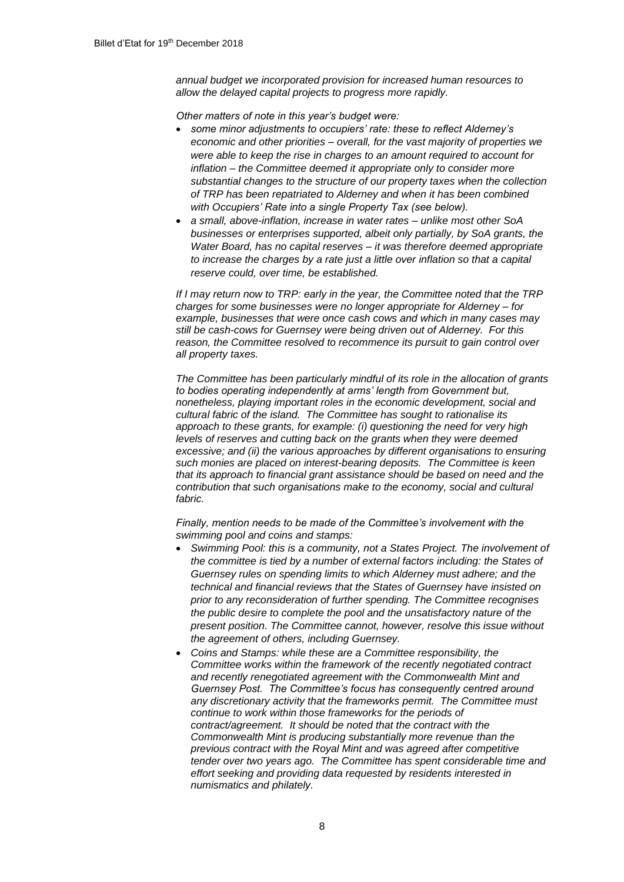*annual budget we incorporated provision for increased human resources to allow the delayed capital projects to progress more rapidly.*

*Other matters of note in this year's budget were:*

- *some minor adjustments to occupiers' rate: these to reflect Alderney's economic and other priorities – overall, for the vast majority of properties we were able to keep the rise in charges to an amount required to account for inflation – the Committee deemed it appropriate only to consider more substantial changes to the structure of our property taxes when the collection of TRP has been repatriated to Alderney and when it has been combined with Occupiers' Rate into a single Property Tax (see below).*
- *a small, above-inflation, increase in water rates – unlike most other SoA businesses or enterprises supported, albeit only partially, by SoA grants, the Water Board, has no capital reserves – it was therefore deemed appropriate to increase the charges by a rate just a little over inflation so that a capital reserve could, over time, be established.*

*If I may return now to TRP: early in the year, the Committee noted that the TRP charges for some businesses were no longer appropriate for Alderney – for example, businesses that were once cash cows and which in many cases may still be cash-cows for Guernsey were being driven out of Alderney. For this reason, the Committee resolved to recommence its pursuit to gain control over all property taxes.*

*The Committee has been particularly mindful of its role in the allocation of grants to bodies operating independently at arms' length from Government but, nonetheless, playing important roles in the economic development, social and cultural fabric of the island. The Committee has sought to rationalise its approach to these grants, for example: (i) questioning the need for very high levels of reserves and cutting back on the grants when they were deemed excessive; and (ii) the various approaches by different organisations to ensuring such monies are placed on interest-bearing deposits. The Committee is keen that its approach to financial grant assistance should be based on need and the contribution that such organisations make to the economy, social and cultural fabric.*

*Finally, mention needs to be made of the Committee's involvement with the swimming pool and coins and stamps:*

- *Swimming Pool: this is a community, not a States Project. The involvement of the committee is tied by a number of external factors including: the States of Guernsey rules on spending limits to which Alderney must adhere; and the technical and financial reviews that the States of Guernsey have insisted on prior to any reconsideration of further spending. The Committee recognises the public desire to complete the pool and the unsatisfactory nature of the present position. The Committee cannot, however, resolve this issue without the agreement of others, including Guernsey.*
- *Coins and Stamps: while these are a Committee responsibility, the Committee works within the framework of the recently negotiated contract and recently renegotiated agreement with the Commonwealth Mint and Guernsey Post. The Committee's focus has consequently centred around any discretionary activity that the frameworks permit. The Committee must continue to work within those frameworks for the periods of contract/agreement. It should be noted that the contract with the Commonwealth Mint is producing substantially more revenue than the previous contract with the Royal Mint and was agreed after competitive tender over two years ago. The Committee has spent considerable time and effort seeking and providing data requested by residents interested in numismatics and philately.*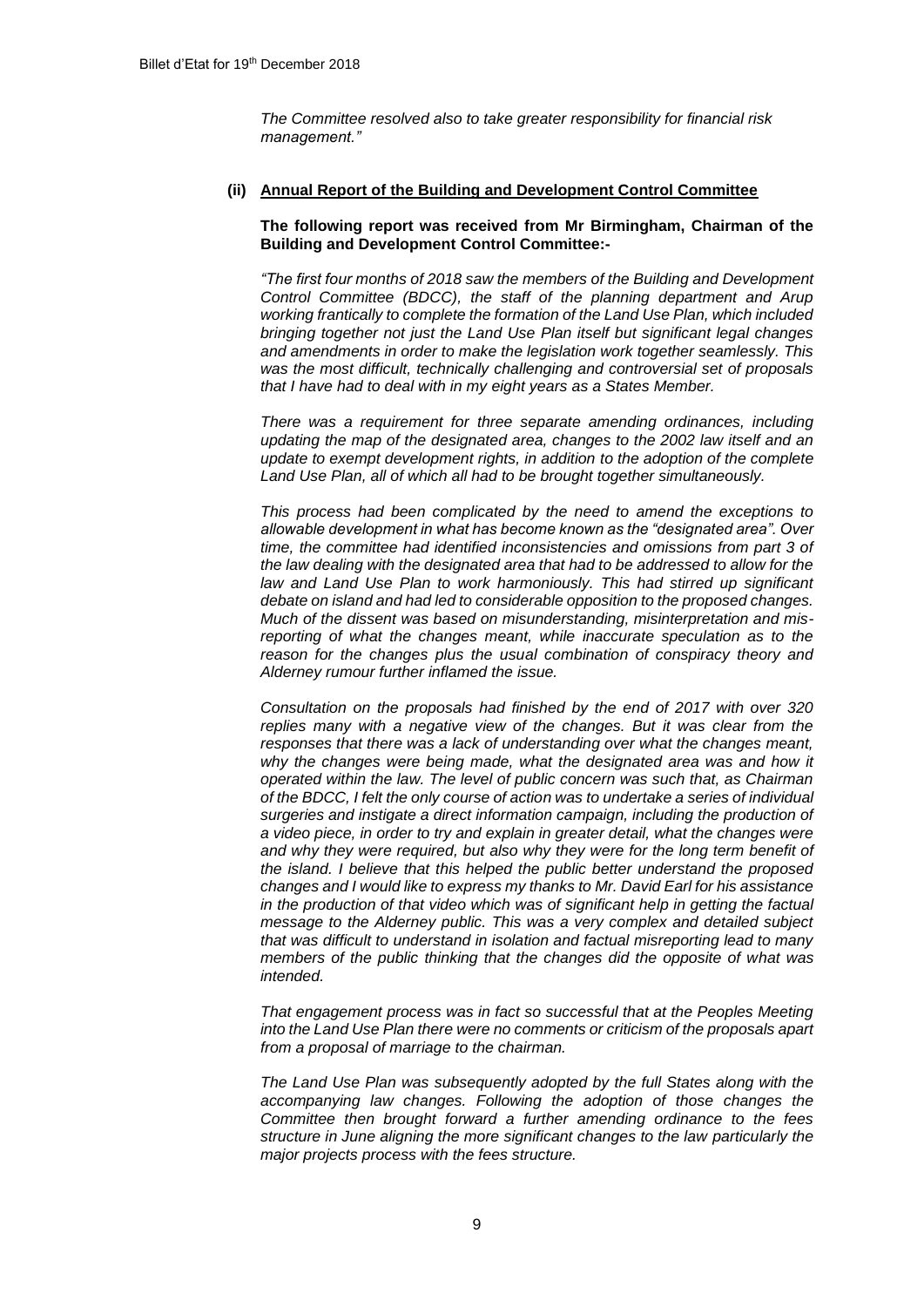*The Committee resolved also to take greater responsibility for financial risk management."*

**(ii) Annual Report of the Building and Development Control Committee**

**The following report was received from Mr Birmingham, Chairman of the Building and Development Control Committee:-**

*"The first four months of 2018 saw the members of the Building and Development Control Committee (BDCC), the staff of the planning department and Arup working frantically to complete the formation of the Land Use Plan, which included bringing together not just the Land Use Plan itself but significant legal changes and amendments in order to make the legislation work together seamlessly. This was the most difficult, technically challenging and controversial set of proposals that I have had to deal with in my eight years as a States Member.*

*There was a requirement for three separate amending ordinances, including updating the map of the designated area, changes to the 2002 law itself and an update to exempt development rights, in addition to the adoption of the complete Land Use Plan, all of which all had to be brought together simultaneously.*

*This process had been complicated by the need to amend the exceptions to allowable development in what has become known as the "designated area". Over time, the committee had identified inconsistencies and omissions from part 3 of the law dealing with the designated area that had to be addressed to allow for the law and Land Use Plan to work harmoniously. This had stirred up significant debate on island and had led to considerable opposition to the proposed changes. Much of the dissent was based on misunderstanding, misinterpretation and mis-reporting of what the changes meant, while inaccurate speculation as to the reason for the changes plus the usual combination of conspiracy theory and Alderney rumour further inflamed the issue.*

*Consultation on the proposals had finished by the end of 2017 with over 320 replies many with a negative view of the changes. But it was clear from the responses that there was a lack of understanding over what the changes meant, why the changes were being made, what the designated area was and how it operated within the law. The level of public concern was such that, as Chairman of the BDCC, I felt the only course of action was to undertake a series of individual surgeries and instigate a direct information campaign, including the production of a video piece, in order to try and explain in greater detail, what the changes were and why they were required, but also why they were for the long term benefit of the island. I believe that this helped the public better understand the proposed changes and I would like to express my thanks to Mr. David Earl for his assistance in the production of that video which was of significant help in getting the factual message to the Alderney public. This was a very complex and detailed subject that was difficult to understand in isolation and factual misreporting lead to many members of the public thinking that the changes did the opposite of what was intended.*

*That engagement process was in fact so successful that at the Peoples Meeting into the Land Use Plan there were no comments or criticism of the proposals apart from a proposal of marriage to the chairman.*

*The Land Use Plan was subsequently adopted by the full States along with the accompanying law changes. Following the adoption of those changes the Committee then brought forward a further amending ordinance to the fees structure in June aligning the more significant changes to the law particularly the major projects process with the fees structure.*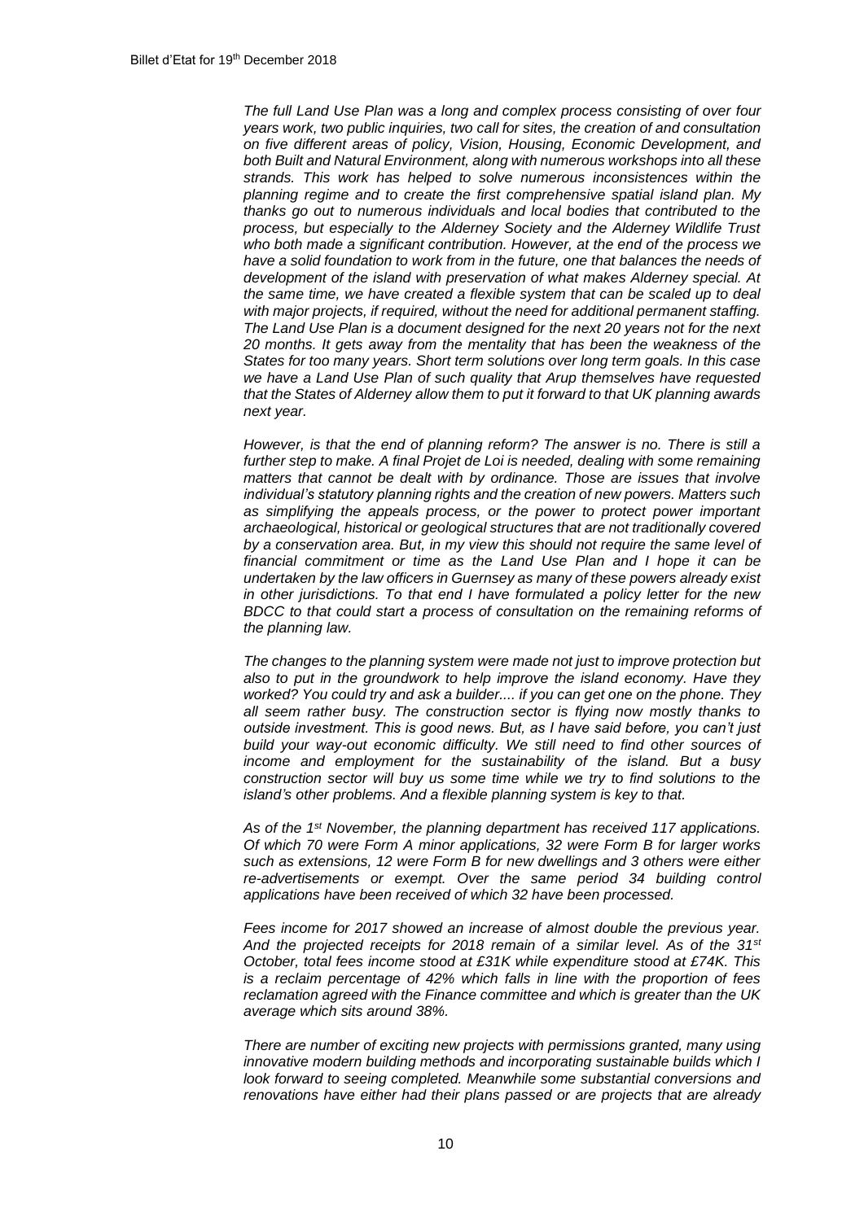*The full Land Use Plan was a long and complex process consisting of over four years work, two public inquiries, two call for sites, the creation of and consultation on five different areas of policy, Vision, Housing, Economic Development, and both Built and Natural Environment, along with numerous workshops into all these strands. This work has helped to solve numerous inconsistences within the planning regime and to create the first comprehensive spatial island plan. My thanks go out to numerous individuals and local bodies that contributed to the process, but especially to the Alderney Society and the Alderney Wildlife Trust who both made a significant contribution. However, at the end of the process we have a solid foundation to work from in the future, one that balances the needs of development of the island with preservation of what makes Alderney special. At the same time, we have created a flexible system that can be scaled up to deal with major projects, if required, without the need for additional permanent staffing. The Land Use Plan is a document designed for the next 20 years not for the next 20 months. It gets away from the mentality that has been the weakness of the States for too many years. Short term solutions over long term goals. In this case we have a Land Use Plan of such quality that Arup themselves have requested that the States of Alderney allow them to put it forward to that UK planning awards next year.*

*However, is that the end of planning reform? The answer is no. There is still a further step to make. A final Projet de Loi is needed, dealing with some remaining matters that cannot be dealt with by ordinance. Those are issues that involve individual's statutory planning rights and the creation of new powers. Matters such as simplifying the appeals process, or the power to protect power important archaeological, historical or geological structures that are not traditionally covered by a conservation area. But, in my view this should not require the same level of financial commitment or time as the Land Use Plan and I hope it can be undertaken by the law officers in Guernsey as many of these powers already exist in other jurisdictions. To that end I have formulated a policy letter for the new BDCC to that could start a process of consultation on the remaining reforms of the planning law.*

*The changes to the planning system were made not just to improve protection but also to put in the groundwork to help improve the island economy. Have they worked? You could try and ask a builder.... if you can get one on the phone. They all seem rather busy. The construction sector is flying now mostly thanks to outside investment. This is good news. But, as I have said before, you can't just build your way-out economic difficulty. We still need to find other sources of income and employment for the sustainability of the island. But a busy construction sector will buy us some time while we try to find solutions to the island's other problems. And a flexible planning system is key to that.*

*As of the 1st November, the planning department has received 117 applications. Of which 70 were Form A minor applications, 32 were Form B for larger works such as extensions, 12 were Form B for new dwellings and 3 others were either re-advertisements or exempt. Over the same period 34 building control applications have been received of which 32 have been processed.*

*Fees income for 2017 showed an increase of almost double the previous year. And the projected receipts for 2018 remain of a similar level. As of the 31st October, total fees income stood at £31K while expenditure stood at £74K. This is a reclaim percentage of 42% which falls in line with the proportion of fees reclamation agreed with the Finance committee and which is greater than the UK average which sits around 38%.*

*There are number of exciting new projects with permissions granted, many using innovative modern building methods and incorporating sustainable builds which I look forward to seeing completed. Meanwhile some substantial conversions and renovations have either had their plans passed or are projects that are already*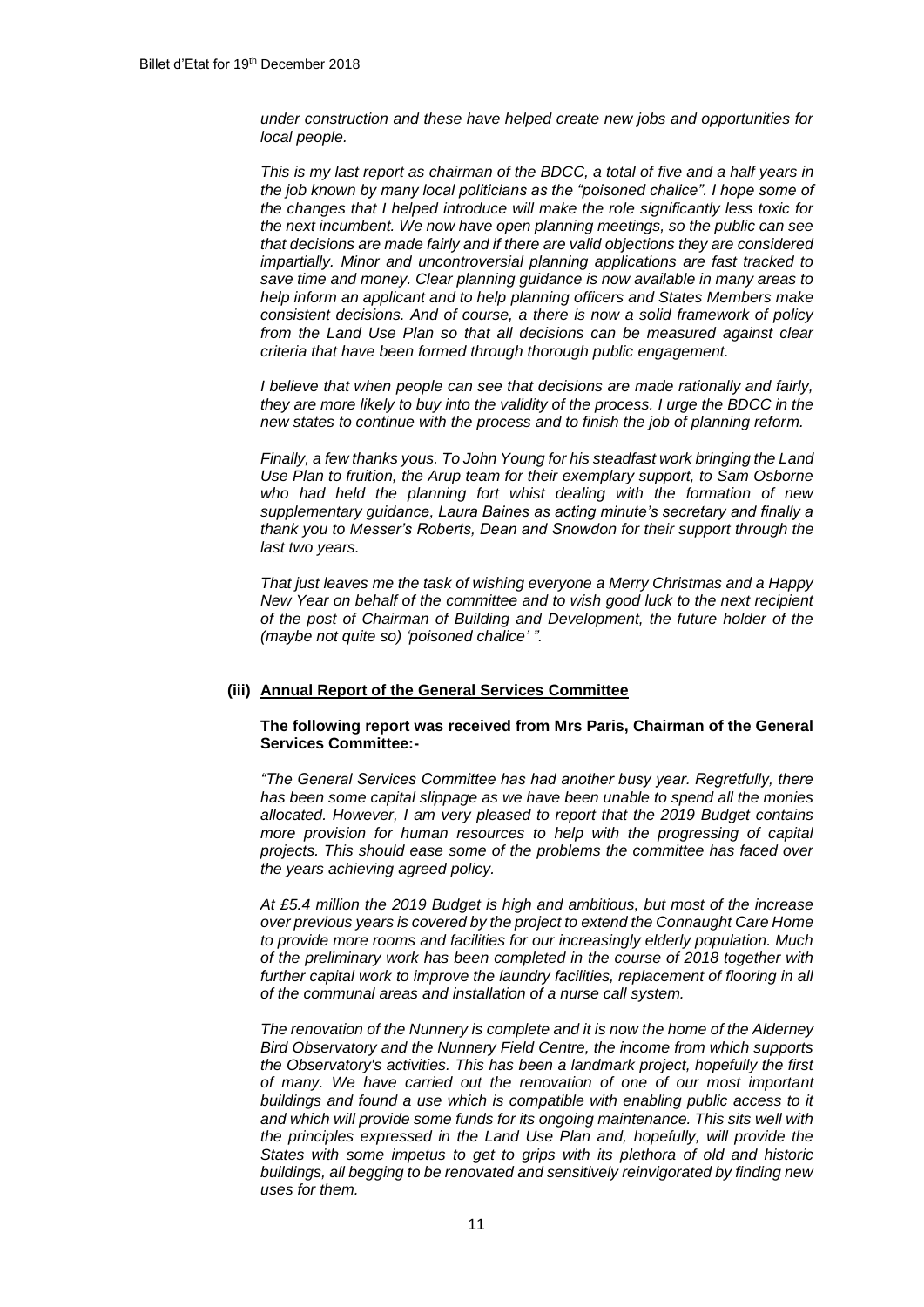*under construction and these have helped create new jobs and opportunities for local people.*

*This is my last report as chairman of the BDCC, a total of five and a half years in the job known by many local politicians as the "poisoned chalice". I hope some of the changes that I helped introduce will make the role significantly less toxic for the next incumbent. We now have open planning meetings, so the public can see that decisions are made fairly and if there are valid objections they are considered impartially. Minor and uncontroversial planning applications are fast tracked to save time and money. Clear planning guidance is now available in many areas to help inform an applicant and to help planning officers and States Members make consistent decisions. And of course, a there is now a solid framework of policy from the Land Use Plan so that all decisions can be measured against clear criteria that have been formed through thorough public engagement.*

*I believe that when people can see that decisions are made rationally and fairly, they are more likely to buy into the validity of the process. I urge the BDCC in the new states to continue with the process and to finish the job of planning reform.*

*Finally, a few thanks yous. To John Young for his steadfast work bringing the Land Use Plan to fruition, the Arup team for their exemplary support, to Sam Osborne who had held the planning fort whist dealing with the formation of new supplementary guidance, Laura Baines as acting minute's secretary and finally a thank you to Messer's Roberts, Dean and Snowdon for their support through the last two years.*

*That just leaves me the task of wishing everyone a Merry Christmas and a Happy New Year on behalf of the committee and to wish good luck to the next recipient of the post of Chairman of Building and Development, the future holder of the (maybe not quite so) 'poisoned chalice' ".*

### (iii) Annual Report of the General Services Committee

**The following report was received from Mrs Paris, Chairman of the General Services Committee:-**

*"The General Services Committee has had another busy year. Regretfully, there has been some capital slippage as we have been unable to spend all the monies allocated. However, I am very pleased to report that the 2019 Budget contains more provision for human resources to help with the progressing of capital projects. This should ease some of the problems the committee has faced over the years achieving agreed policy.*

*At £5.4 million the 2019 Budget is high and ambitious, but most of the increase over previous years is covered by the project to extend the Connaught Care Home to provide more rooms and facilities for our increasingly elderly population. Much of the preliminary work has been completed in the course of 2018 together with further capital work to improve the laundry facilities, replacement of flooring in all of the communal areas and installation of a nurse call system.*

*The renovation of the Nunnery is complete and it is now the home of the Alderney Bird Observatory and the Nunnery Field Centre, the income from which supports the Observatory's activities. This has been a landmark project, hopefully the first of many. We have carried out the renovation of one of our most important buildings and found a use which is compatible with enabling public access to it and which will provide some funds for its ongoing maintenance. This sits well with the principles expressed in the Land Use Plan and, hopefully, will provide the States with some impetus to get to grips with its plethora of old and historic buildings, all begging to be renovated and sensitively reinvigorated by finding new uses for them.*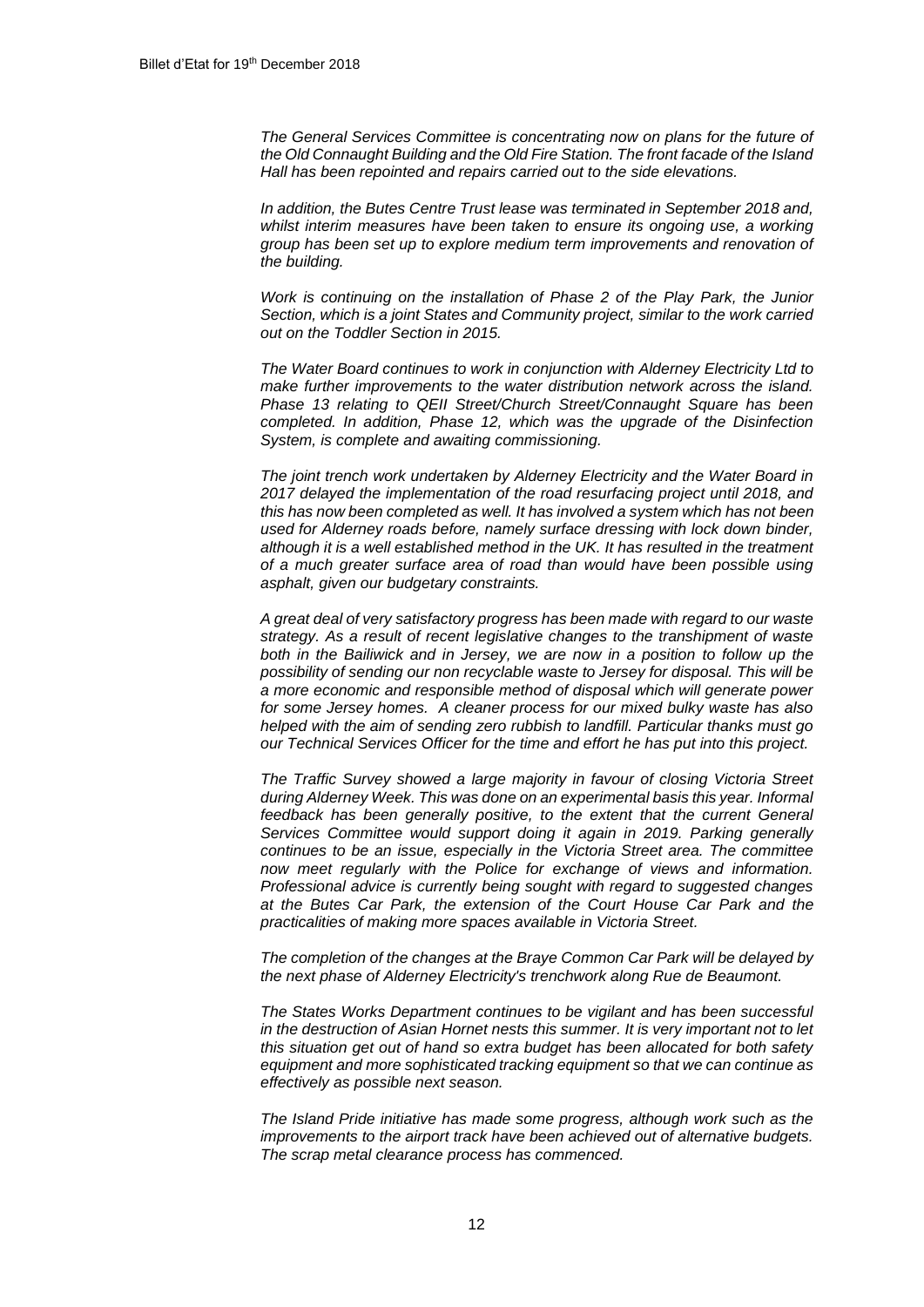*The General Services Committee is concentrating now on plans for the future of the Old Connaught Building and the Old Fire Station. The front facade of the Island Hall has been repointed and repairs carried out to the side elevations.*

*In addition, the Butes Centre Trust lease was terminated in September 2018 and, whilst interim measures have been taken to ensure its ongoing use, a working group has been set up to explore medium term improvements and renovation of the building.*

*Work is continuing on the installation of Phase 2 of the Play Park, the Junior Section, which is a joint States and Community project, similar to the work carried out on the Toddler Section in 2015.*

*The Water Board continues to work in conjunction with Alderney Electricity Ltd to make further improvements to the water distribution network across the island. Phase 13 relating to QEII Street/Church Street/Connaught Square has been completed. In addition, Phase 12, which was the upgrade of the Disinfection System, is complete and awaiting commissioning.*

*The joint trench work undertaken by Alderney Electricity and the Water Board in 2017 delayed the implementation of the road resurfacing project until 2018, and this has now been completed as well. It has involved a system which has not been used for Alderney roads before, namely surface dressing with lock down binder, although it is a well established method in the UK. It has resulted in the treatment of a much greater surface area of road than would have been possible using asphalt, given our budgetary constraints.*

*A great deal of very satisfactory progress has been made with regard to our waste strategy. As a result of recent legislative changes to the transhipment of waste both in the Bailiwick and in Jersey, we are now in a position to follow up the possibility of sending our non recyclable waste to Jersey for disposal. This will be a more economic and responsible method of disposal which will generate power for some Jersey homes. A cleaner process for our mixed bulky waste has also helped with the aim of sending zero rubbish to landfill. Particular thanks must go our Technical Services Officer for the time and effort he has put into this project.*

*The Traffic Survey showed a large majority in favour of closing Victoria Street during Alderney Week. This was done on an experimental basis this year. Informal feedback has been generally positive, to the extent that the current General Services Committee would support doing it again in 2019. Parking generally continues to be an issue, especially in the Victoria Street area. The committee now meet regularly with the Police for exchange of views and information. Professional advice is currently being sought with regard to suggested changes at the Butes Car Park, the extension of the Court House Car Park and the practicalities of making more spaces available in Victoria Street.*

*The completion of the changes at the Braye Common Car Park will be delayed by the next phase of Alderney Electricity's trenchwork along Rue de Beaumont.*

*The States Works Department continues to be vigilant and has been successful in the destruction of Asian Hornet nests this summer. It is very important not to let this situation get out of hand so extra budget has been allocated for both safety equipment and more sophisticated tracking equipment so that we can continue as effectively as possible next season.*

*The Island Pride initiative has made some progress, although work such as the improvements to the airport track have been achieved out of alternative budgets. The scrap metal clearance process has commenced.*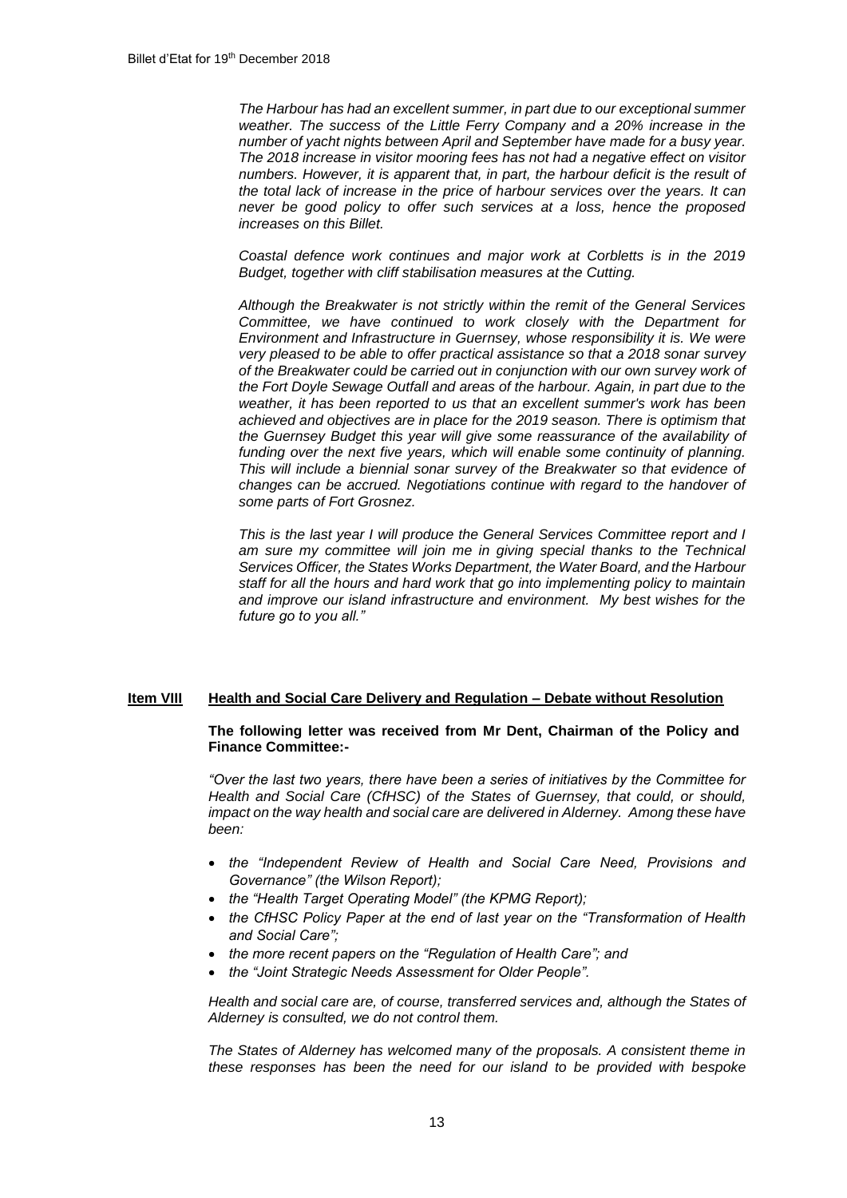*The Harbour has had an excellent summer, in part due to our exceptional summer weather. The success of the Little Ferry Company and a 20% increase in the number of yacht nights between April and September have made for a busy year. The 2018 increase in visitor mooring fees has not had a negative effect on visitor numbers. However, it is apparent that, in part, the harbour deficit is the result of the total lack of increase in the price of harbour services over the years. It can never be good policy to offer such services at a loss, hence the proposed increases on this Billet.*

*Coastal defence work continues and major work at Corbletts is in the 2019 Budget, together with cliff stabilisation measures at the Cutting.*

*Although the Breakwater is not strictly within the remit of the General Services Committee, we have continued to work closely with the Department for Environment and Infrastructure in Guernsey, whose responsibility it is. We were very pleased to be able to offer practical assistance so that a 2018 sonar survey of the Breakwater could be carried out in conjunction with our own survey work of the Fort Doyle Sewage Outfall and areas of the harbour. Again, in part due to the weather, it has been reported to us that an excellent summer's work has been achieved and objectives are in place for the 2019 season. There is optimism that the Guernsey Budget this year will give some reassurance of the availability of funding over the next five years, which will enable some continuity of planning. This will include a biennial sonar survey of the Breakwater so that evidence of changes can be accrued. Negotiations continue with regard to the handover of some parts of Fort Grosnez.*

*This is the last year I will produce the General Services Committee report and I am sure my committee will join me in giving special thanks to the Technical Services Officer, the States Works Department, the Water Board, and the Harbour staff for all the hours and hard work that go into implementing policy to maintain and improve our island infrastructure and environment. My best wishes for the future go to you all."*

## Item VIII Health and Social Care Delivery and Regulation – Debate without Resolution

**The following letter was received from Mr Dent, Chairman of the Policy and Finance Committee:-**

*"Over the last two years, there have been a series of initiatives by the Committee for Health and Social Care (CfHSC) of the States of Guernsey, that could, or should, impact on the way health and social care are delivered in Alderney. Among these have been:*

- *the "Independent Review of Health and Social Care Need, Provisions and Governance" (the Wilson Report);*
- *the "Health Target Operating Model" (the KPMG Report);*
- *the CfHSC Policy Paper at the end of last year on the "Transformation of Health and Social Care";*
- *the more recent papers on the "Regulation of Health Care"; and*
- *the "Joint Strategic Needs Assessment for Older People".*

*Health and social care are, of course, transferred services and, although the States of Alderney is consulted, we do not control them.*

*The States of Alderney has welcomed many of the proposals. A consistent theme in these responses has been the need for our island to be provided with bespoke*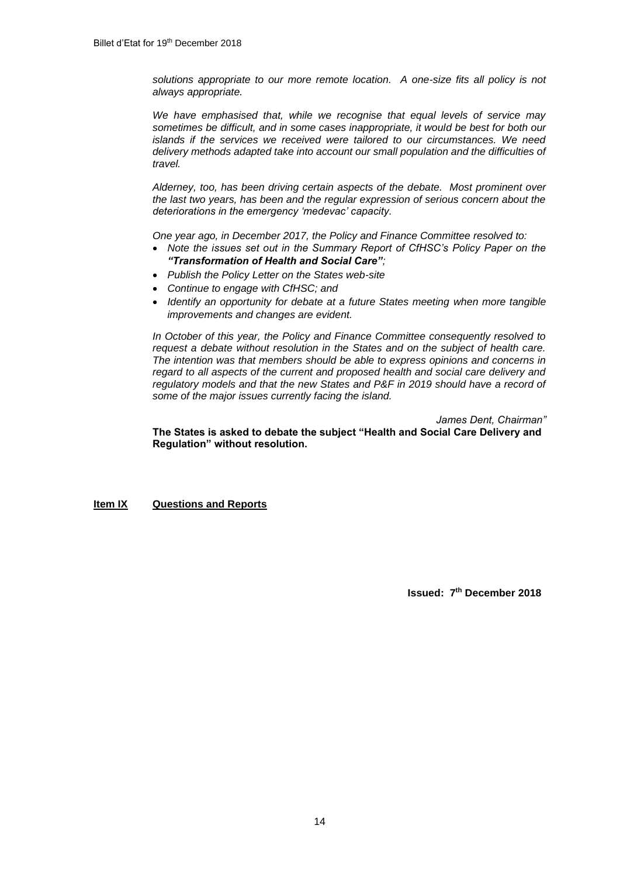*solutions appropriate to our more remote location. A one-size fits all policy is not always appropriate.*

*We have emphasised that, while we recognise that equal levels of service may sometimes be difficult, and in some cases inappropriate, it would be best for both our islands if the services we received were tailored to our circumstances. We need delivery methods adapted take into account our small population and the difficulties of travel.*

*Alderney, too, has been driving certain aspects of the debate. Most prominent over the last two years, has been and the regular expression of serious concern about the deteriorations in the emergency 'medevac' capacity.*

*One year ago, in December 2017, the Policy and Finance Committee resolved to:*

- *Note the issues set out in the Summary Report of CfHSC's Policy Paper on the **"Transformation of Health and Social Care"**;*
- *Publish the Policy Letter on the States web-site*
- *Continue to engage with CfHSC; and*
- *Identify an opportunity for debate at a future States meeting when more tangible improvements and changes are evident.*

*In October of this year, the Policy and Finance Committee consequently resolved to request a debate without resolution in the States and on the subject of health care. The intention was that members should be able to express opinions and concerns in regard to all aspects of the current and proposed health and social care delivery and regulatory models and that the new States and P&F in 2019 should have a record of some of the major issues currently facing the island.*

*James Dent, Chairman"*

**The States is asked to debate the subject "Health and Social Care Delivery and Regulation" without resolution.**

**Item IX Questions and Reports**

**Issued: 7th December 2018**